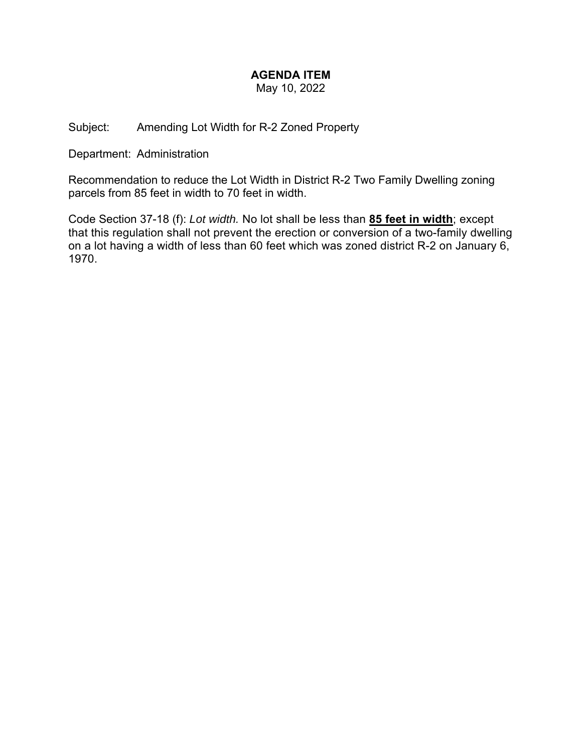# AGENDA ITEM

May 10, 2022

Subject: Amending Lot Width for R-2 Zoned Property

Department: Administration

Recommendation to reduce the Lot Width in District R-2 Two Family Dwelling zoning parcels from 85 feet in width to 70 feet in width.

Code Section 37-18 (f): *Lot width.* No lot shall be less than **85 feet in width**; except that this regulation shall not prevent the erection or conversion of a two-family dwelling on a lot having a width of less than 60 feet which was zoned district R-2 on January 6, 1970.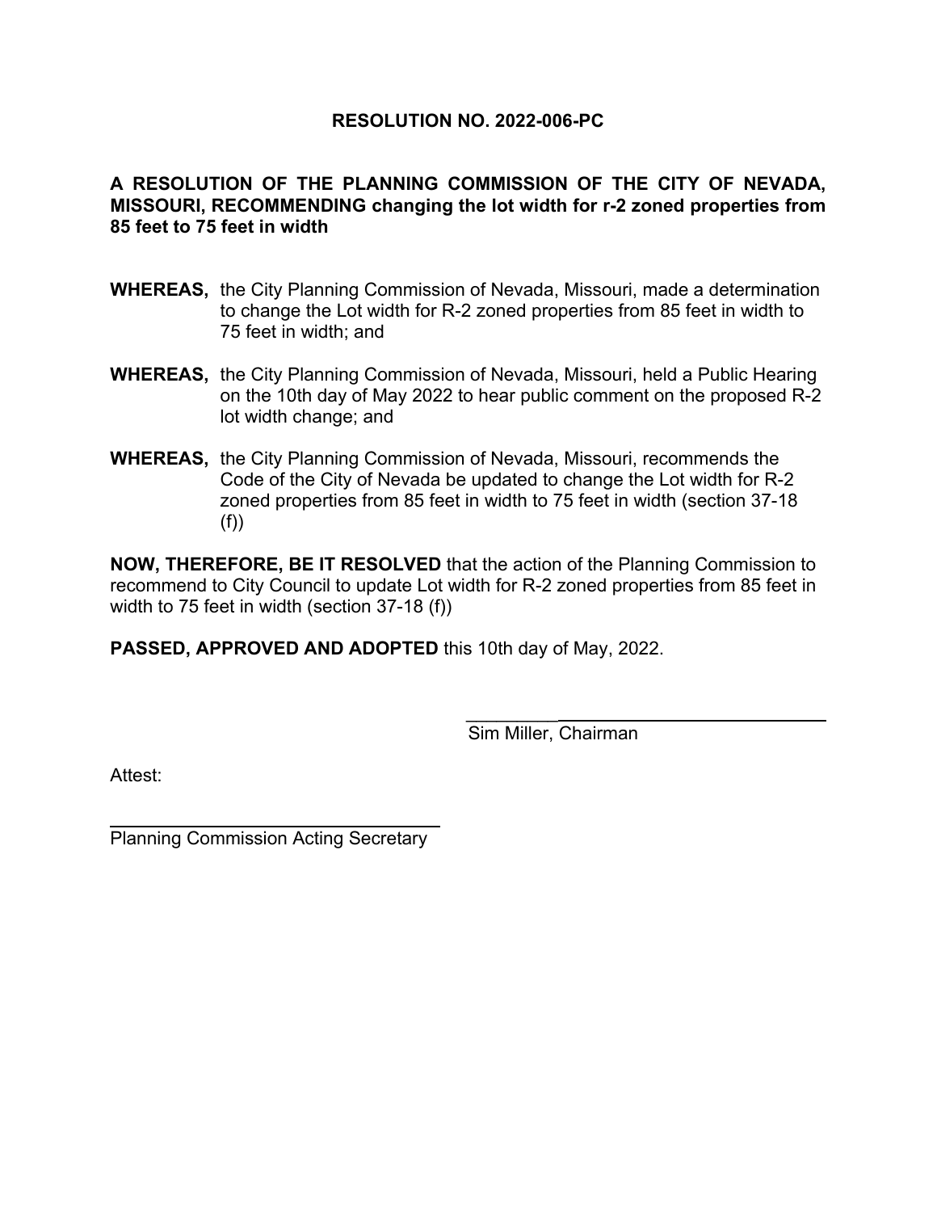**RESOLUTION NO. 2022-006-PC**

**A RESOLUTION OF THE PLANNING COMMISSION OF THE CITY OF NEVADA, MISSOURI, RECOMMENDING changing the lot width for r-2 zoned properties from 85 feet to 75 feet in width**

**WHEREAS,** the City Planning Commission of Nevada, Missouri, made a determination to change the Lot width for R-2 zoned properties from 85 feet in width to 75 feet in width; and

**WHEREAS,** the City Planning Commission of Nevada, Missouri, held a Public Hearing on the 10th day of May 2022 to hear public comment on the proposed R-2 lot width change; and

**WHEREAS,** the City Planning Commission of Nevada, Missouri, recommends the Code of the City of Nevada be updated to change the Lot width for R-2 zoned properties from 85 feet in width to 75 feet in width (section 37-18 (f))

**NOW, THEREFORE, BE IT RESOLVED** that the action of the Planning Commission to recommend to City Council to update Lot width for R-2 zoned properties from 85 feet in width to 75 feet in width (section 37-18 (f))

**PASSED, APPROVED AND ADOPTED** this 10th day of May, 2022.

\_\_\_\_\_\_\_\_\_\_\_\_\_\_\_\_\_\_\_\_\_\_\_\_\_\_\_\_\_\_
Sim Miller, Chairman

Attest:

\_\_\_\_\_\_\_\_\_\_\_\_\_\_\_\_\_\_\_\_\_\_\_\_\_\_\_\_\_\_
Planning Commission Acting Secretary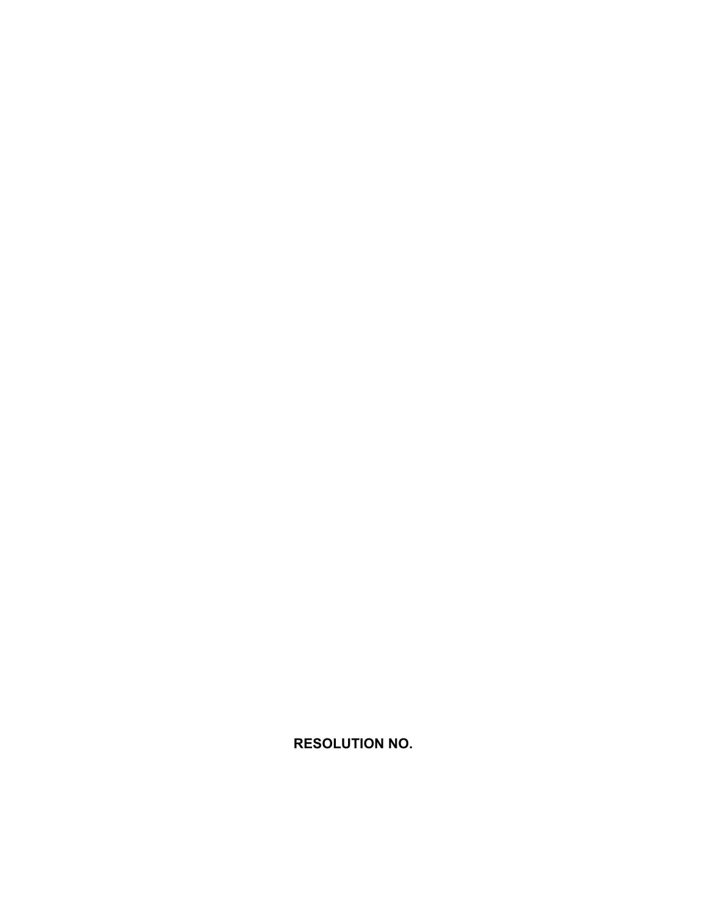**RESOLUTION NO.**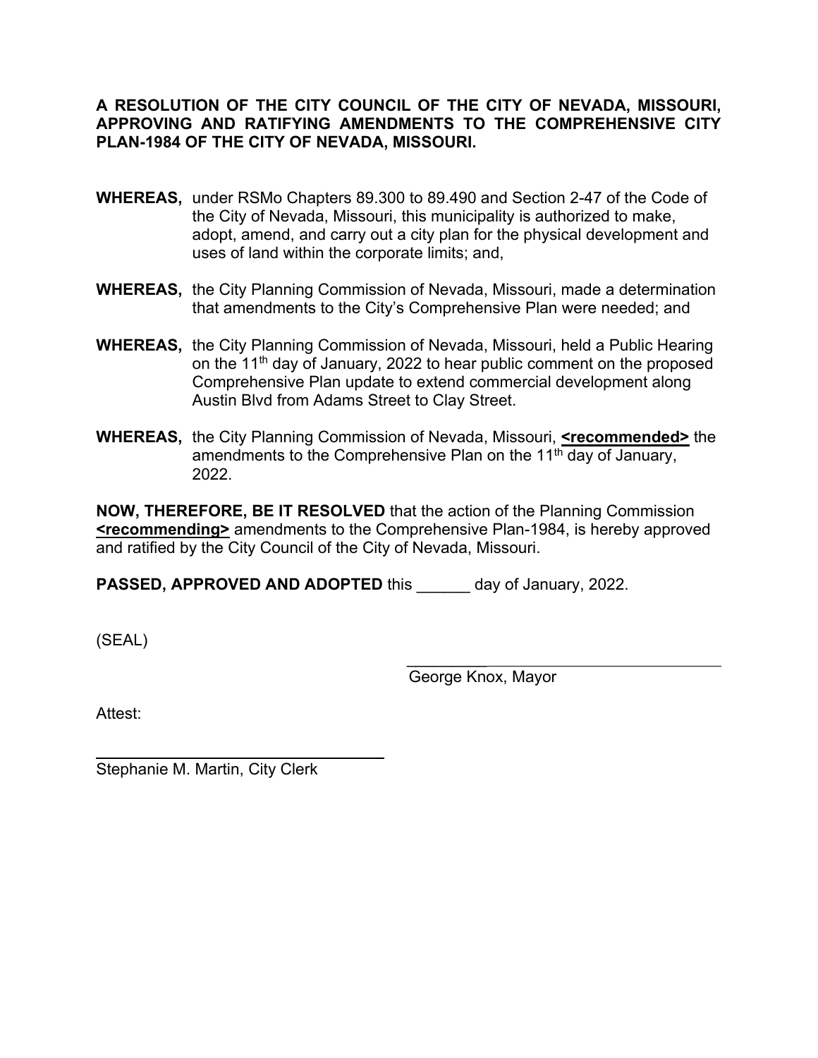**A RESOLUTION OF THE CITY COUNCIL OF THE CITY OF NEVADA, MISSOURI, APPROVING AND RATIFYING AMENDMENTS TO THE COMPREHENSIVE CITY PLAN-1984 OF THE CITY OF NEVADA, MISSOURI.**

**WHEREAS,** under RSMo Chapters 89.300 to 89.490 and Section 2-47 of the Code of the City of Nevada, Missouri, this municipality is authorized to make, adopt, amend, and carry out a city plan for the physical development and uses of land within the corporate limits; and,

**WHEREAS,** the City Planning Commission of Nevada, Missouri, made a determination that amendments to the City's Comprehensive Plan were needed; and

**WHEREAS,** the City Planning Commission of Nevada, Missouri, held a Public Hearing on the 11th day of January, 2022 to hear public comment on the proposed Comprehensive Plan update to extend commercial development along Austin Blvd from Adams Street to Clay Street.

**WHEREAS,** the City Planning Commission of Nevada, Missouri, **<recommended>** the amendments to the Comprehensive Plan on the 11th day of January, 2022.

**NOW, THEREFORE, BE IT RESOLVED** that the action of the Planning Commission **<recommending>** amendments to the Comprehensive Plan-1984, is hereby approved and ratified by the City Council of the City of Nevada, Missouri.

**PASSED, APPROVED AND ADOPTED** this ______ day of January, 2022.

(SEAL)

______________________________
George Knox, Mayor

Attest:

______________________________
Stephanie M. Martin, City Clerk